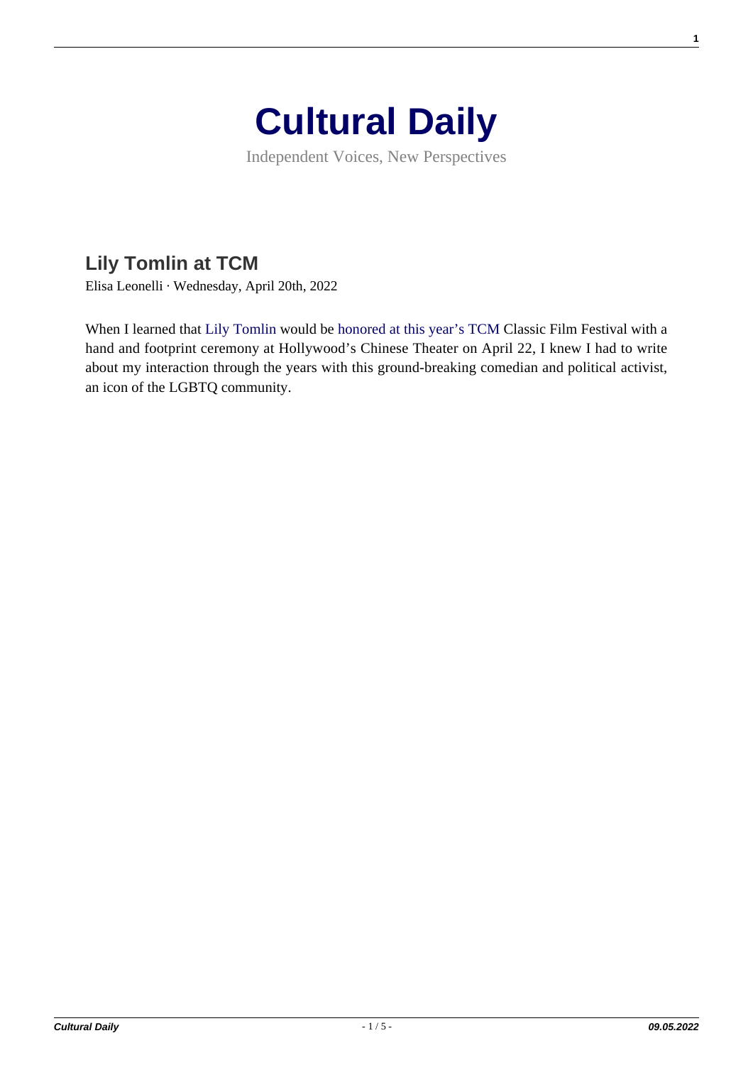# Cultural Daily

Independent Voices, New Perspectives

## Lily Tomlin at TCM

Elisa Leonelli · Wednesday, April 20th, 2022

When I learned that Lily Tomlin would be honored at this year's TCM Classic Film Festival with a hand and footprint ceremony at Hollywood's Chinese Theater on April 22, I knew I had to write about my interaction through the years with this ground-breaking comedian and political activist, an icon of the LGBTQ community.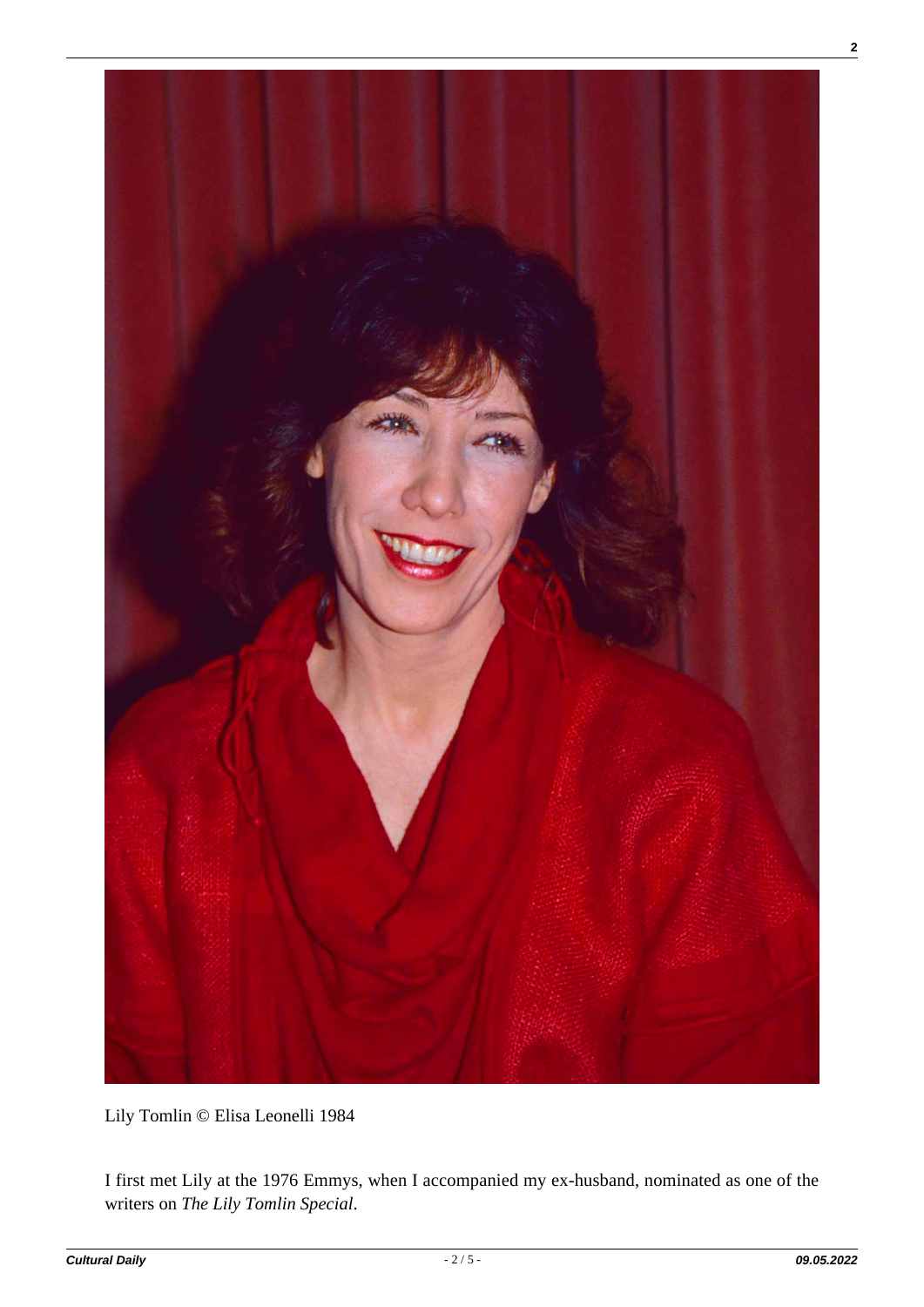Lily Tomlin © Elisa Leonelli 1984

I first met Lily at the 1976 Emmys, when I accompanied my ex-husband, nominated as one of the writers on *The Lily Tomlin Special*.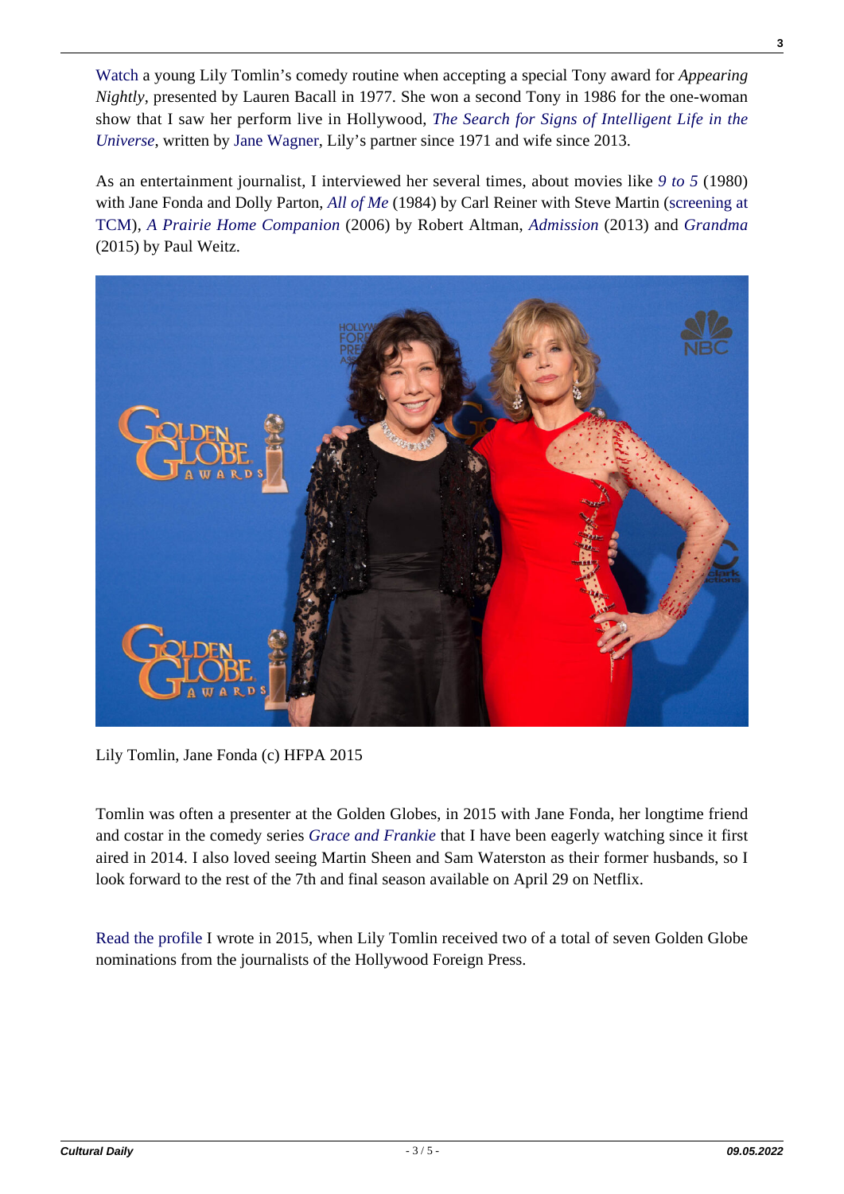Watch a young Lily Tomlin's comedy routine when accepting a special Tony award for *Appearing Nightly*, presented by Lauren Bacall in 1977. She won a second Tony in 1986 for the one-woman show that I saw her perform live in Hollywood, *The Search for Signs of Intelligent Life in the Universe*, written by Jane Wagner, Lily's partner since 1971 and wife since 2013.

As an entertainment journalist, I interviewed her several times, about movies like *9 to 5* (1980) with Jane Fonda and Dolly Parton, *All of Me* (1984) by Carl Reiner with Steve Martin (screening at TCM), *A Prairie Home Companion* (2006) by Robert Altman, *Admission* (2013) and *Grandma* (2015) by Paul Weitz.

Lily Tomlin, Jane Fonda (c) HFPA 2015

Tomlin was often a presenter at the Golden Globes, in 2015 with Jane Fonda, her longtime friend and costar in the comedy series *Grace and Frankie* that I have been eagerly watching since it first aired in 2014. I also loved seeing Martin Sheen and Sam Waterston as their former husbands, so I look forward to the rest of the 7th and final season available on April 29 on Netflix.

Read the profile I wrote in 2015, when Lily Tomlin received two of a total of seven Golden Globe nominations from the journalists of the Hollywood Foreign Press.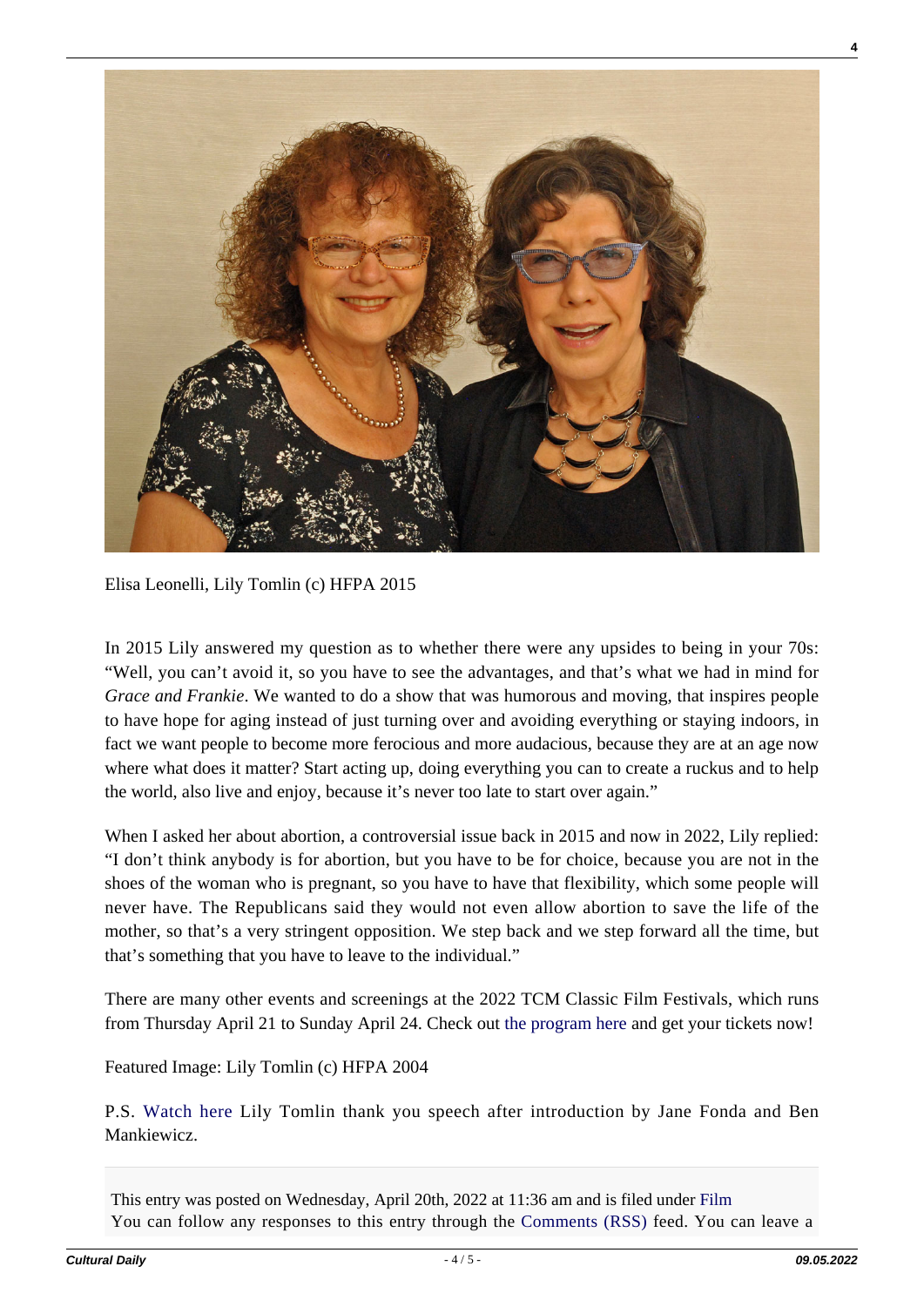Elisa Leonelli, Lily Tomlin (c) HFPA 2015

In 2015 Lily answered my question as to whether there were any upsides to being in your 70s: "Well, you can't avoid it, so you have to see the advantages, and that's what we had in mind for *Grace and Frankie*. We wanted to do a show that was humorous and moving, that inspires people to have hope for aging instead of just turning over and avoiding everything or staying indoors, in fact we want people to become more ferocious and more audacious, because they are at an age now where what does it matter? Start acting up, doing everything you can to create a ruckus and to help the world, also live and enjoy, because it's never too late to start over again."

When I asked her about abortion, a controversial issue back in 2015 and now in 2022, Lily replied: "I don't think anybody is for abortion, but you have to be for choice, because you are not in the shoes of the woman who is pregnant, so you have to have that flexibility, which some people will never have. The Republicans said they would not even allow abortion to save the life of the mother, so that's a very stringent opposition. We step back and we step forward all the time, but that's something that you have to leave to the individual."

There are many other events and screenings at the 2022 TCM Classic Film Festivals, which runs from Thursday April 21 to Sunday April 24. Check out the program here and get your tickets now!

Featured Image: Lily Tomlin (c) HFPA 2004

P.S. Watch here Lily Tomlin thank you speech after introduction by Jane Fonda and Ben Mankiewicz.

This entry was posted on Wednesday, April 20th, 2022 at 11:36 am and is filed under Film
You can follow any responses to this entry through the Comments (RSS) feed. You can leave a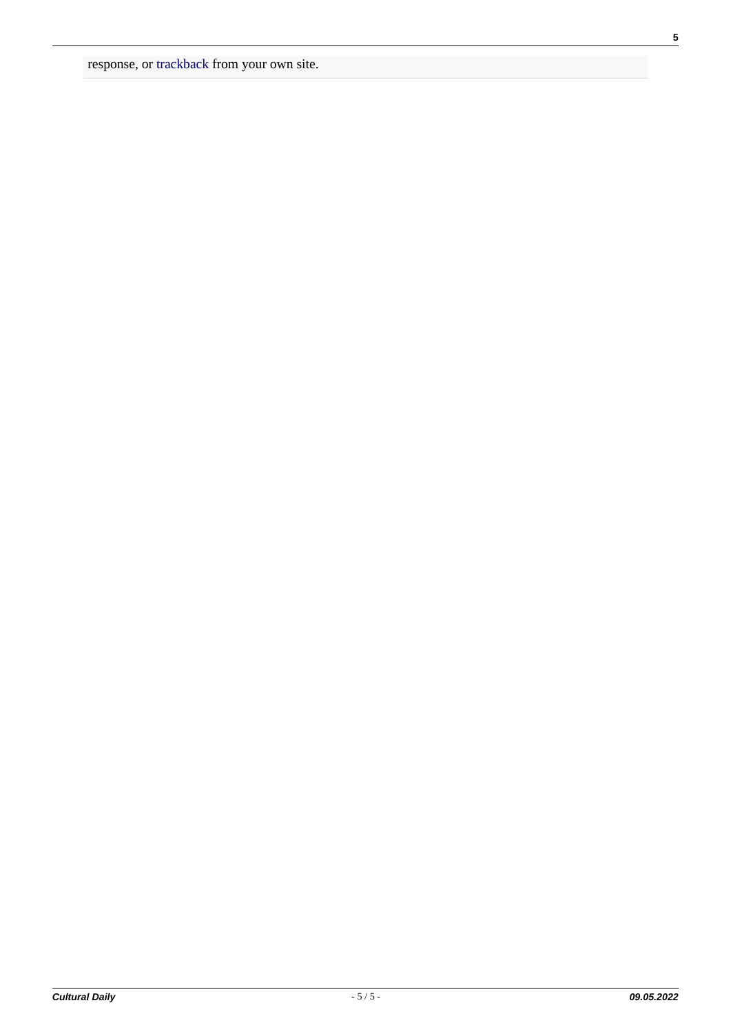response, or trackback from your own site.